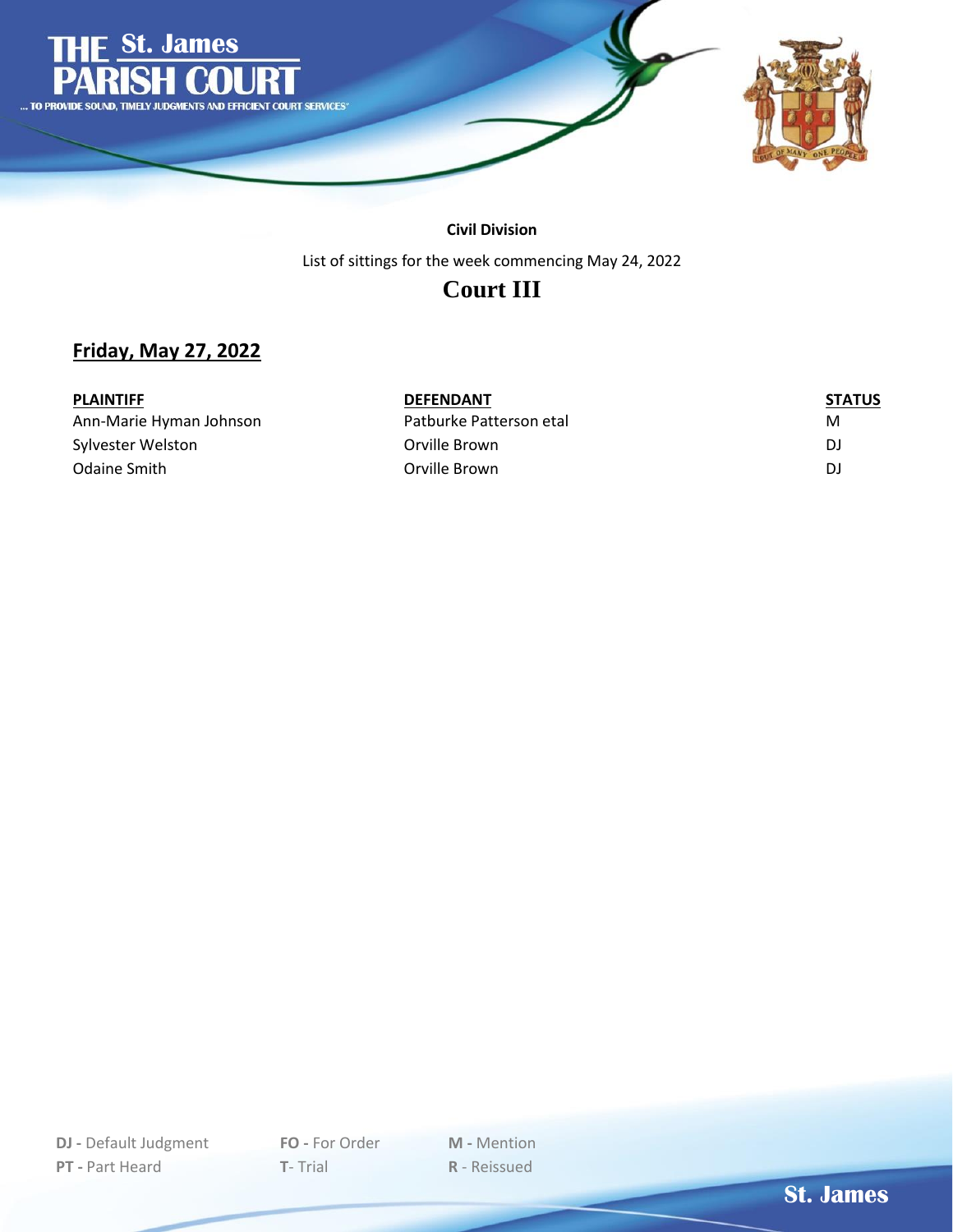# THE St. James PARISH COURT

... TO PROVIDE SOUND, TIMELY JUDGMENTS AND EFFICIENT COURT SERVICES"

**Civil Division**

List of sittings for the week commencing May 24, 2022

## Court III

### Friday, May 27, 2022

| PLAINTIFF | DEFENDANT | STATUS |
|---|---|---|
| Ann-Marie Hyman Johnson | Patburke Patterson etal | M |
| Sylvester Welston | Orville Brown | DJ |
| Odaine Smith | Orville Brown | DJ |

**DJ -** Default Judgment **FO -** For Order **M -** Mention
**PT -** Part Heard **T**- Trial **R** - Reissued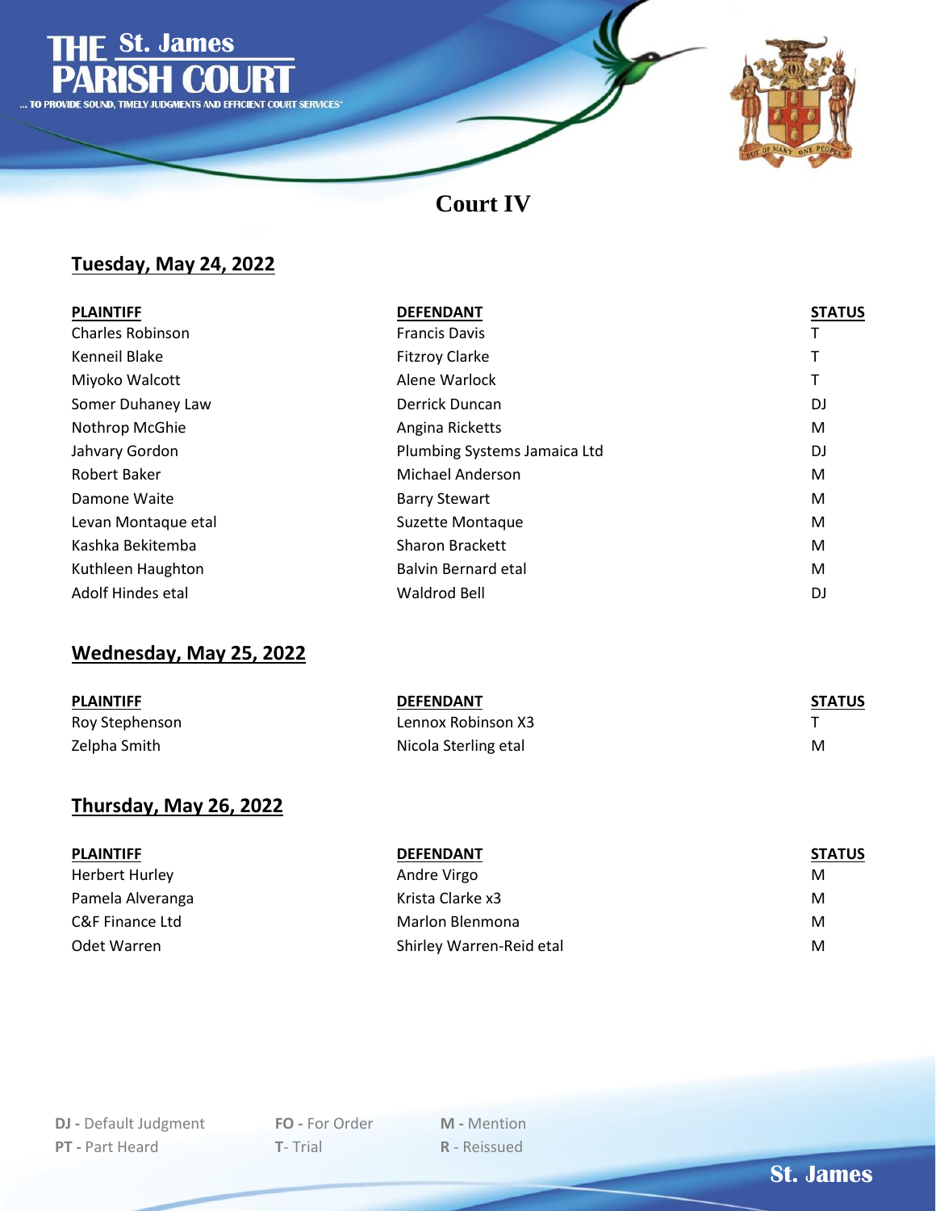# THE St. James PARISH COURT

... TO PROVIDE SOUND, TIMELY JUDGMENTS AND EFFICIENT COURT SERVICES"

## Court IV

### Tuesday, May 24, 2022

| PLAINTIFF | DEFENDANT | STATUS |
|---|---|---|
| Charles Robinson | Francis Davis | T |
| Kenneil Blake | Fitzroy Clarke | T |
| Miyoko Walcott | Alene Warlock | T |
| Somer Duhaney Law | Derrick Duncan | DJ |
| Nothrop McGhie | Angina Ricketts | M |
| Jahvary Gordon | Plumbing Systems Jamaica Ltd | DJ |
| Robert Baker | Michael Anderson | M |
| Damone Waite | Barry Stewart | M |
| Levan Montaque etal | Suzette Montaque | M |
| Kashka Bekitemba | Sharon Brackett | M |
| Kuthleen Haughton | Balvin Bernard etal | M |
| Adolf Hindes etal | Waldrod Bell | DJ |

### Wednesday, May 25, 2022

| PLAINTIFF | DEFENDANT | STATUS |
|---|---|---|
| Roy Stephenson | Lennox Robinson X3 | T |
| Zelpha Smith | Nicola Sterling etal | M |

### Thursday, May 26, 2022

| PLAINTIFF | DEFENDANT | STATUS |
|---|---|---|
| Herbert Hurley | Andre Virgo | M |
| Pamela Alveranga | Krista Clarke x3 | M |
| C&F Finance Ltd | Marlon Blenmona | M |
| Odet Warren | Shirley Warren-Reid etal | M |

**DJ** - Default Judgment **FO** - For Order **M** - Mention
**PT** - Part Heard **T**- Trial **R** - Reissued

St. James